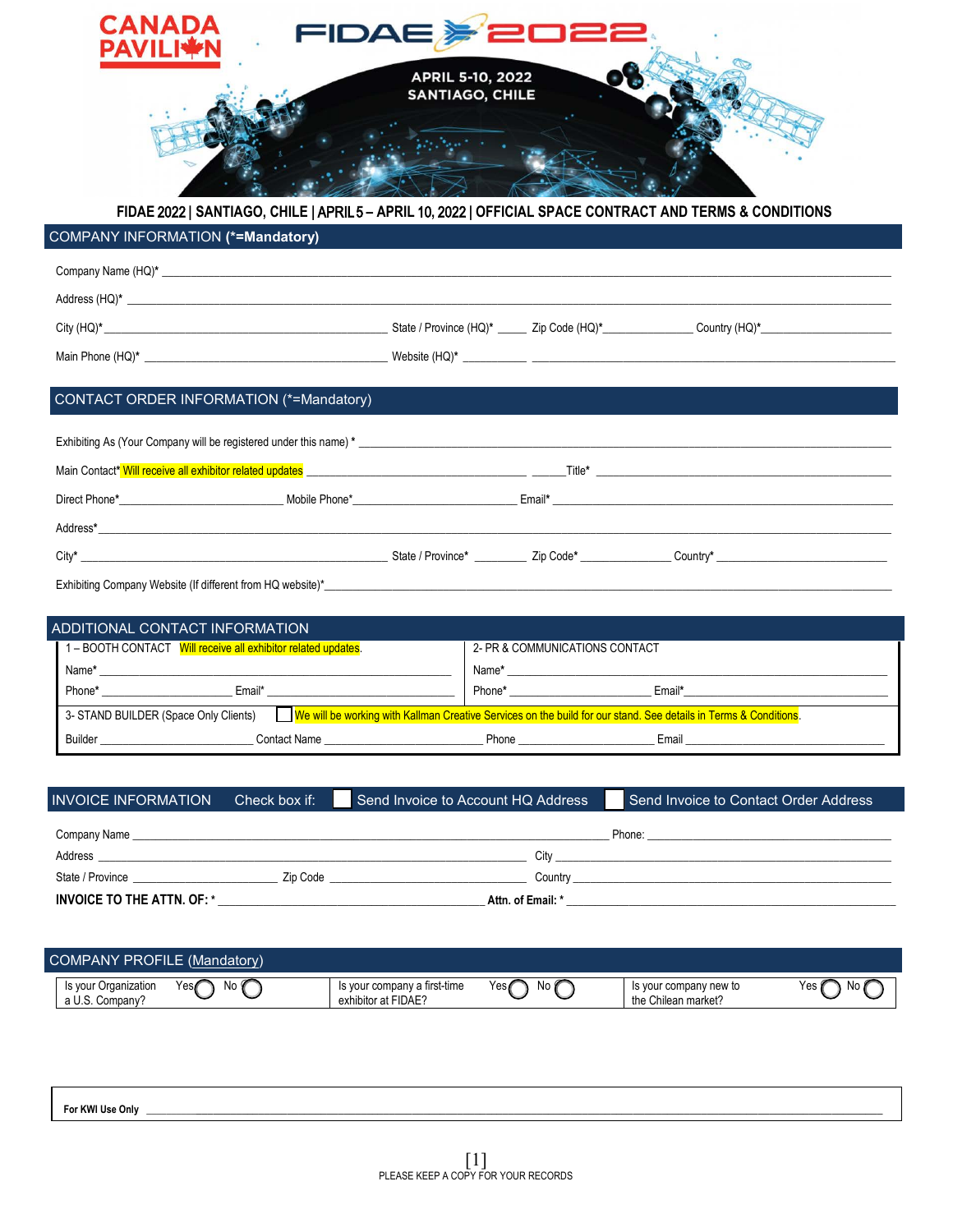CANADA PAVILION

FIDAE 2022

APRIL 5-10, 2022
SANTIAGO, CHILE

# FIDAE 2022 | SANTIAGO, CHILE | APRIL 5 – APRIL 10, 2022 | OFFICIAL SPACE CONTRACT AND TERMS & CONDITIONS

## COMPANY INFORMATION (*=Mandatory)

Company Name (HQ)* ______________________________

Address (HQ)* ______________________________

City (HQ)* ____________ State / Province (HQ)* _____ Zip Code (HQ)* __________ Country (HQ)* __________

Main Phone (HQ)* ______________ Website (HQ)* ______________

## CONTACT ORDER INFORMATION (*=Mandatory)

Exhibiting As (Your Company will be registered under this name) * ______________________________

Main Contact* Will receive all exhibitor related updates ______________ Title* ______________

Direct Phone* __________ Mobile Phone* __________ Email* ______________

Address* ______________________________

City* ____________ State / Province* _______ Zip Code* __________ Country* __________

Exhibiting Company Website (If different from HQ website)* ______________________________

## ADDITIONAL CONTACT INFORMATION

| 1 – BOOTH CONTACT Will receive all exhibitor related updates. | 2- PR & COMMUNICATIONS CONTACT |
|---|---|
| Name* ______________ | Name* ______________ |
| Phone* __________ Email* __________ | Phone* __________ Email* __________ |

3- STAND BUILDER (Space Only Clients) ☐ We will be working with Kallman Creative Services on the build for our stand. See details in Terms & Conditions.

Builder __________ Contact Name __________ Phone __________ Email __________

## INVOICE INFORMATION

Check box if: ☐ Send Invoice to Account HQ Address ☐ Send Invoice to Contact Order Address

Company Name ______________________________ Phone: ______________

Address ______________________________ City ______________

State / Province __________ Zip Code __________ Country ______________

**INVOICE TO THE ATTN. OF: *** ______________ **Attn. of Email: *** ______________

## COMPANY PROFILE (Mandatory)

| Is your Organization a U.S. Company? | Yes ◯ No ◯ | Is your company a first-time exhibitor at FIDAE? | Yes ◯ No ◯ | Is your company new to the Chilean market? | Yes ◯ No ◯ |
|---|---|---|---|---|---|

**For KWI Use Only** ______________________________

PLEASE KEEP A COPY FOR YOUR RECORDS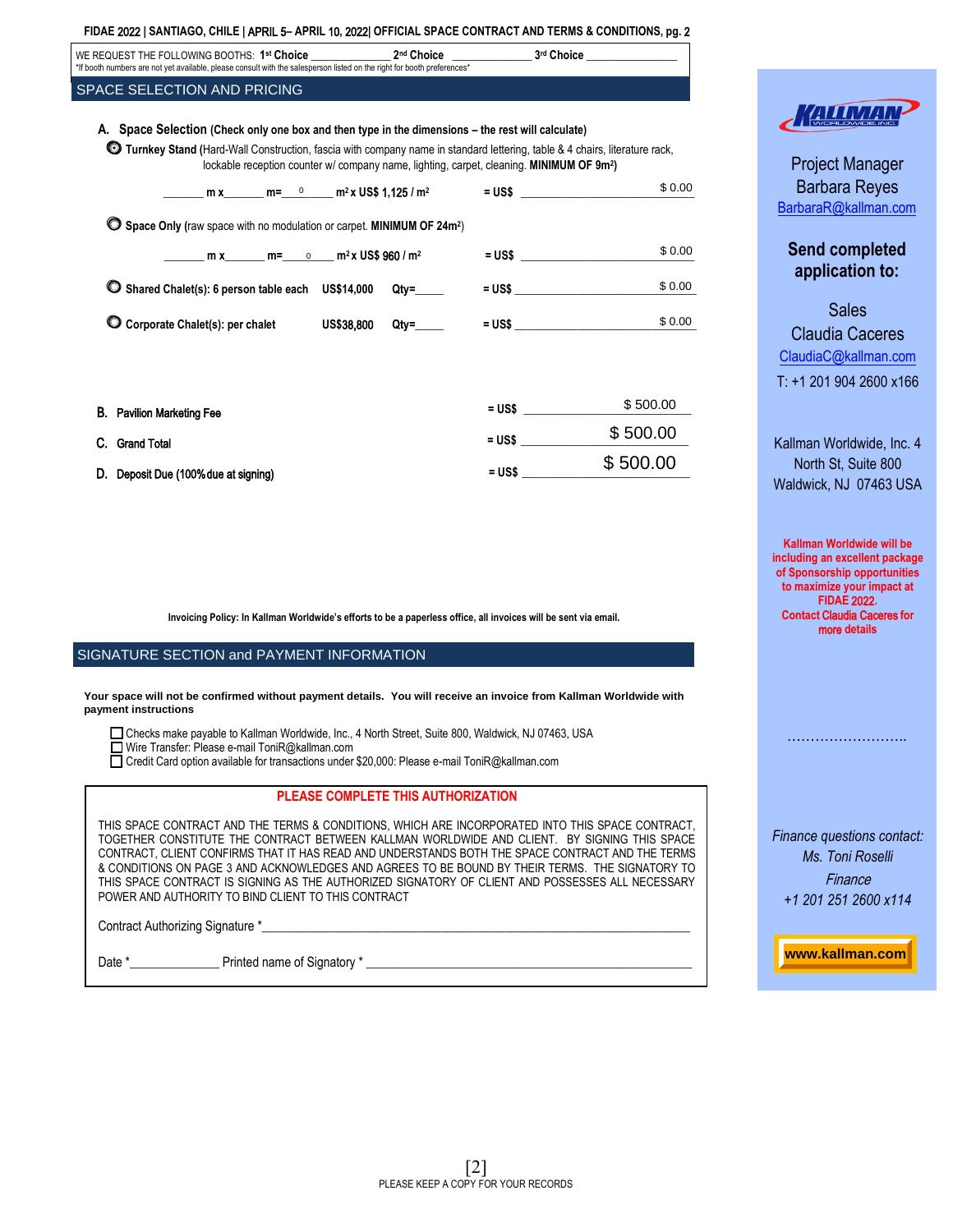FIDAE 2022 | SANTIAGO, CHILE | APRIL 5– APRIL 10, 2022| OFFICIAL SPACE CONTRACT AND TERMS & CONDITIONS

WE REQUEST THE FOLLOWING BOOTHS: 1st Choice ______________ 2nd Choice _____________ 3rd Choice _______________
*If booth numbers are not yet available, please consult with the salesperson listed on the right for booth preferences*

## SPACE SELECTION AND PRICING

**A. Space Selection** (Check only one box and then type in the dimensions – the rest will calculate)

**Turnkey Stand** (Hard-Wall Construction, fascia with company name in standard lettering, table & 4 chairs, literature rack, lockable reception counter w/ company name, lighting, carpet, cleaning. **MINIMUM OF 9m²**)

_______ m x_______ m=___0_____ m² x US$ 1,125 / m² = US$ $ 0.00

**Space Only** (raw space with no modulation or carpet. **MINIMUM OF 24m²**)

_______ m x_______ m=____0____ m² x US$ 960 / m² = US$ $ 0.00

**Shared Chalet(s): 6 person table each** US$14,000 Qty=_____ = US$ $ 0.00

**Corporate Chalet(s): per chalet** US$38,800 Qty=_____ = US$ $ 0.00

**B. Pavilion Marketing Fee** = US$ $ 500.00

**C. Grand Total** = US$ $ 500.00

**D. Deposit Due (100% due at signing)** = US$ $ 500.00

**Invoicing Policy: In Kallman Worldwide's efforts to be a paperless office, all invoices will be sent via email.**

## SIGNATURE SECTION and PAYMENT INFORMATION

**Your space will not be confirmed without payment details. You will receive an invoice from Kallman Worldwide with payment instructions**

- ☐ Checks make payable to Kallman Worldwide, Inc., 4 North Street, Suite 800, Waldwick, NJ 07463, USA
- ☐ Wire Transfer: Please e-mail ToniR@kallman.com
- ☐ Credit Card option available for transactions under $20,000: Please e-mail ToniR@kallman.com

**PLEASE COMPLETE THIS AUTHORIZATION**

THIS SPACE CONTRACT AND THE TERMS & CONDITIONS, WHICH ARE INCORPORATED INTO THIS SPACE CONTRACT, TOGETHER CONSTITUTE THE CONTRACT BETWEEN KALLMAN WORLDWIDE AND CLIENT. BY SIGNING THIS SPACE CONTRACT, CLIENT CONFIRMS THAT IT HAS READ AND UNDERSTANDS BOTH THE SPACE CONTRACT AND THE TERMS & CONDITIONS ON PAGE 3 AND ACKNOWLEDGES AND AGREES TO BE BOUND BY THEIR TERMS. THE SIGNATORY TO THIS SPACE CONTRACT IS SIGNING AS THE AUTHORIZED SIGNATORY OF CLIENT AND POSSESSES ALL NECESSARY POWER AND AUTHORITY TO BIND CLIENT TO THIS CONTRACT

Contract Authorizing Signature *_______________________________________________

Date *_____________ Printed name of Signatory * _______________________________

KALLMAN WORLDWIDE INC.

Project Manager
Barbara Reyes
BarbaraR@kallman.com

**Send completed application to:**

Sales
Claudia Caceres
ClaudiaC@kallman.com
T: +1 201 904 2600 x166

Kallman Worldwide, Inc. 4 North St, Suite 800
Waldwick, NJ 07463 USA

**Kallman Worldwide will be including an excellent package of Sponsorship opportunities to maximize your impact at FIDAE 2022.**
**Contact Claudia Caceres for more details**

……………………..

*Finance questions contact:*
*Ms. Toni Roselli*
*Finance*
*+1 201 251 2600 x114*

**www.kallman.com**

PLEASE KEEP A COPY FOR YOUR RECORDS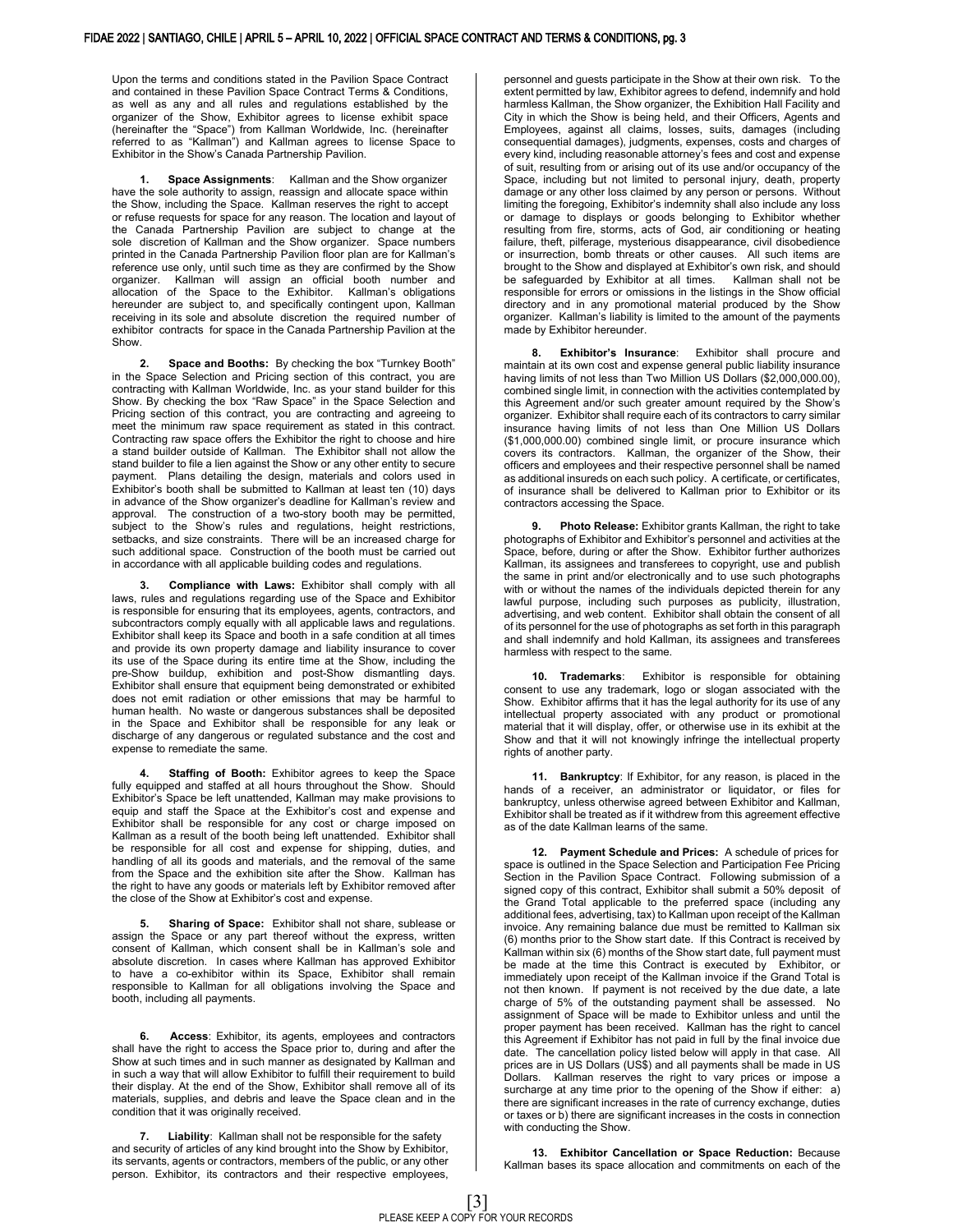Upon the terms and conditions stated in the Pavilion Space Contract and contained in these Pavilion Space Contract Terms & Conditions, as well as any and all rules and regulations established by the organizer of the Show, Exhibitor agrees to license exhibit space (hereinafter the "Space") from Kallman Worldwide, Inc. (hereinafter referred to as "Kallman") and Kallman agrees to license Space to Exhibitor in the Show's Canada Partnership Pavilion.

**1. Space Assignments**: Kallman and the Show organizer have the sole authority to assign, reassign and allocate space within the Show, including the Space. Kallman reserves the right to accept or refuse requests for space for any reason. The location and layout of the Canada Partnership Pavilion are subject to change at the sole discretion of Kallman and the Show organizer. Space numbers printed in the Canada Partnership Pavilion floor plan are for Kallman's reference use only, until such time as they are confirmed by the Show organizer. Kallman will assign an official booth number and allocation of the Space to the Exhibitor. Kallman's obligations hereunder are subject to, and specifically contingent upon, Kallman receiving in its sole and absolute discretion the required number of exhibitor contracts for space in the Canada Partnership Pavilion at the Show.

**2. Space and Booths:** By checking the box "Turnkey Booth" in the Space Selection and Pricing section of this contract, you are contracting with Kallman Worldwide, Inc. as your stand builder for this Show. By checking the box "Raw Space" in the Space Selection and Pricing section of this contract, you are contracting and agreeing to meet the minimum raw space requirement as stated in this contract. Contracting raw space offers the Exhibitor the right to choose and hire a stand builder outside of Kallman. The Exhibitor shall not allow the stand builder to file a lien against the Show or any other entity to secure payment. Plans detailing the design, materials and colors used in Exhibitor's booth shall be submitted to Kallman at least ten (10) days in advance of the Show organizer's deadline for Kallman's review and approval. The construction of a two-story booth may be permitted, subject to the Show's rules and regulations, height restrictions, setbacks, and size constraints. There will be an increased charge for such additional space. Construction of the booth must be carried out in accordance with all applicable building codes and regulations.

**3. Compliance with Laws:** Exhibitor shall comply with all laws, rules and regulations regarding use of the Space and Exhibitor is responsible for ensuring that its employees, agents, contractors, and subcontractors comply equally with all applicable laws and regulations. Exhibitor shall keep its Space and booth in a safe condition at all times and provide its own property damage and liability insurance to cover its use of the Space during its entire time at the Show, including the pre-Show buildup, exhibition and post-Show dismantling days. Exhibitor shall ensure that equipment being demonstrated or exhibited does not emit radiation or other emissions that may be harmful to human health. No waste or dangerous substances shall be deposited in the Space and Exhibitor shall be responsible for any leak or discharge of any dangerous or regulated substance and the cost and expense to remediate the same.

**4. Staffing of Booth:** Exhibitor agrees to keep the Space fully equipped and staffed at all hours throughout the Show. Should Exhibitor's Space be left unattended, Kallman may make provisions to equip and staff the Space at the Exhibitor's cost and expense and Exhibitor shall be responsible for any cost or charge imposed on Kallman as a result of the booth being left unattended. Exhibitor shall be responsible for all cost and expense for shipping, duties, and handling of all its goods and materials, and the removal of the same from the Space and the exhibition site after the Show. Kallman has the right to have any goods or materials left by Exhibitor removed after the close of the Show at Exhibitor's cost and expense.

**5. Sharing of Space:** Exhibitor shall not share, sublease or assign the Space or any part thereof without the express, written consent of Kallman, which consent shall be in Kallman's sole and absolute discretion. In cases where Kallman has approved Exhibitor to have a co-exhibitor within its Space, Exhibitor shall remain responsible to Kallman for all obligations involving the Space and booth, including all payments.

**6. Access**: Exhibitor, its agents, employees and contractors shall have the right to access the Space prior to, during and after the Show at such times and in such manner as designated by Kallman and in such a way that will allow Exhibitor to fulfill their requirement to build their display. At the end of the Show, Exhibitor shall remove all of its materials, supplies, and debris and leave the Space clean and in the condition that it was originally received.

**7. Liability**: Kallman shall not be responsible for the safety and security of articles of any kind brought into the Show by Exhibitor, its servants, agents or contractors, members of the public, or any other person. Exhibitor, its contractors and their respective employees, personnel and guests participate in the Show at their own risk. To the extent permitted by law, Exhibitor agrees to defend, indemnify and hold harmless Kallman, the Show organizer, the Exhibition Hall Facility and City in which the Show is being held, and their Officers, Agents and Employees, against all claims, losses, suits, damages (including consequential damages), judgments, expenses, costs and charges of every kind, including reasonable attorney's fees and cost and expense of suit, resulting from or arising out of its use and/or occupancy of the Space, including but not limited to personal injury, death, property damage or any other loss claimed by any person or persons. Without limiting the foregoing, Exhibitor's indemnity shall also include any loss or damage to displays or goods belonging to Exhibitor whether resulting from fire, storms, acts of God, air conditioning or heating failure, theft, pilferage, mysterious disappearance, civil disobedience or insurrection, bomb threats or other causes. All such items are brought to the Show and displayed at Exhibitor's own risk, and should be safeguarded by Exhibitor at all times. Kallman shall not be responsible for errors or omissions in the listings in the Show official directory and in any promotional material produced by the Show organizer. Kallman's liability is limited to the amount of the payments made by Exhibitor hereunder.

**8. Exhibitor's Insurance**: Exhibitor shall procure and maintain at its own cost and expense general public liability insurance having limits of not less than Two Million US Dollars ($2,000,000.00), combined single limit, in connection with the activities contemplated by this Agreement and/or such greater amount required by the Show's organizer. Exhibitor shall require each of its contractors to carry similar insurance having limits of not less than One Million US Dollars ($1,000,000.00) combined single limit, or procure insurance which covers its contractors. Kallman, the organizer of the Show, their officers and employees and their respective personnel shall be named as additional insureds on each such policy. A certificate, or certificates, of insurance shall be delivered to Kallman prior to Exhibitor or its contractors accessing the Space.

**9. Photo Release:** Exhibitor grants Kallman, the right to take photographs of Exhibitor and Exhibitor's personnel and activities at the Space, before, during or after the Show. Exhibitor further authorizes Kallman, its assignees and transferees to copyright, use and publish the same in print and/or electronically and to use such photographs with or without the names of the individuals depicted therein for any lawful purpose, including such purposes as publicity, illustration, advertising, and web content. Exhibitor shall obtain the consent of all of its personnel for the use of photographs as set forth in this paragraph and shall indemnify and hold Kallman, its assignees and transferees harmless with respect to the same.

**10. Trademarks**: Exhibitor is responsible for obtaining consent to use any trademark, logo or slogan associated with the Show. Exhibitor affirms that it has the legal authority for its use of any intellectual property associated with any product or promotional material that it will display, offer, or otherwise use in its exhibit at the Show and that it will not knowingly infringe the intellectual property rights of another party.

**11. Bankruptcy**: If Exhibitor, for any reason, is placed in the hands of a receiver, an administrator or liquidator, or files for bankruptcy, unless otherwise agreed between Exhibitor and Kallman, Exhibitor shall be treated as if it withdrew from this agreement effective as of the date Kallman learns of the same.

**12. Payment Schedule and Prices:** A schedule of prices for space is outlined in the Space Selection and Participation Fee Pricing Section in the Pavilion Space Contract. Following submission of a signed copy of this contract, Exhibitor shall submit a 50% deposit of the Grand Total applicable to the preferred space (including any additional fees, advertising, tax) to Kallman upon receipt of the Kallman invoice. Any remaining balance due must be remitted to Kallman six (6) months prior to the Show start date. If this Contract is received by Kallman within six (6) months of the Show start date, full payment must be made at the time this Contract is executed by Exhibitor, or immediately upon receipt of the Kallman invoice if the Grand Total is not then known. If payment is not received by the due date, a late charge of 5% of the outstanding payment shall be assessed. No assignment of Space will be made to Exhibitor unless and until the proper payment has been received. Kallman has the right to cancel this Agreement if Exhibitor has not paid in full by the final invoice due date. The cancellation policy listed below will apply in that case. All prices are in US Dollars (US$) and all payments shall be made in US Dollars. Kallman reserves the right to vary prices or impose a surcharge at any time prior to the opening of the Show if either: a) there are significant increases in the rate of currency exchange, duties or taxes or b) there are significant increases in the costs in connection with conducting the Show.

**13. Exhibitor Cancellation or Space Reduction:** Because Kallman bases its space allocation and commitments on each of the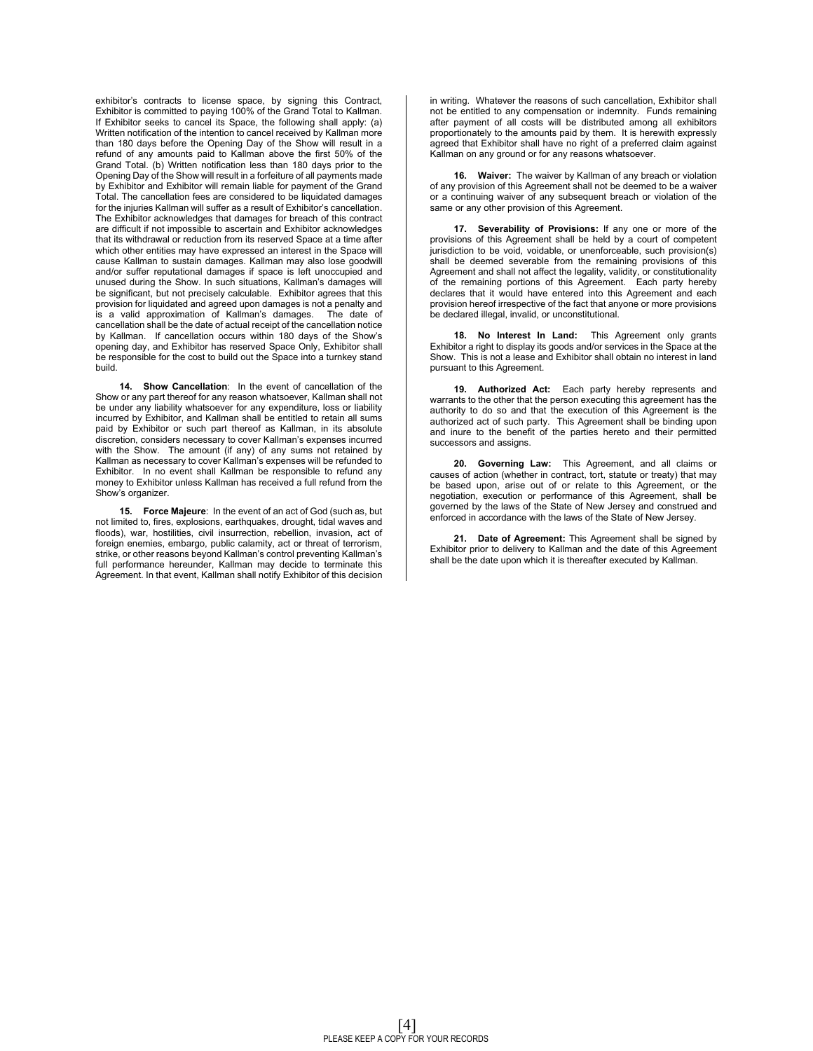exhibitor's contracts to license space, by signing this Contract, Exhibitor is committed to paying 100% of the Grand Total to Kallman. If Exhibitor seeks to cancel its Space, the following shall apply: (a) Written notification of the intention to cancel received by Kallman more than 180 days before the Opening Day of the Show will result in a refund of any amounts paid to Kallman above the first 50% of the Grand Total. (b) Written notification less than 180 days prior to the Opening Day of the Show will result in a forfeiture of all payments made by Exhibitor and Exhibitor will remain liable for payment of the Grand Total. The cancellation fees are considered to be liquidated damages for the injuries Kallman will suffer as a result of Exhibitor's cancellation. The Exhibitor acknowledges that damages for breach of this contract are difficult if not impossible to ascertain and Exhibitor acknowledges that its withdrawal or reduction from its reserved Space at a time after which other entities may have expressed an interest in the Space will cause Kallman to sustain damages. Kallman may also lose goodwill and/or suffer reputational damages if space is left unoccupied and unused during the Show. In such situations, Kallman's damages will be significant, but not precisely calculable. Exhibitor agrees that this provision for liquidated and agreed upon damages is not a penalty and is a valid approximation of Kallman's damages. The date of cancellation shall be the date of actual receipt of the cancellation notice by Kallman. If cancellation occurs within 180 days of the Show's opening day, and Exhibitor has reserved Space Only, Exhibitor shall be responsible for the cost to build out the Space into a turnkey stand build.

**14. Show Cancellation**: In the event of cancellation of the Show or any part thereof for any reason whatsoever, Kallman shall not be under any liability whatsoever for any expenditure, loss or liability incurred by Exhibitor, and Kallman shall be entitled to retain all sums paid by Exhibitor or such part thereof as Kallman, in its absolute discretion, considers necessary to cover Kallman's expenses incurred with the Show. The amount (if any) of any sums not retained by Kallman as necessary to cover Kallman's expenses will be refunded to Exhibitor. In no event shall Kallman be responsible to refund any money to Exhibitor unless Kallman has received a full refund from the Show's organizer.

**15. Force Majeure**: In the event of an act of God (such as, but not limited to, fires, explosions, earthquakes, drought, tidal waves and floods), war, hostilities, civil insurrection, rebellion, invasion, act of foreign enemies, embargo, public calamity, act or threat of terrorism, strike, or other reasons beyond Kallman's control preventing Kallman's full performance hereunder, Kallman may decide to terminate this Agreement. In that event, Kallman shall notify Exhibitor of this decision in writing. Whatever the reasons of such cancellation, Exhibitor shall not be entitled to any compensation or indemnity. Funds remaining after payment of all costs will be distributed among all exhibitors proportionately to the amounts paid by them. It is herewith expressly agreed that Exhibitor shall have no right of a preferred claim against Kallman on any ground or for any reasons whatsoever.

**16. Waiver:** The waiver by Kallman of any breach or violation of any provision of this Agreement shall not be deemed to be a waiver or a continuing waiver of any subsequent breach or violation of the same or any other provision of this Agreement.

**17. Severability of Provisions:** If any one or more of the provisions of this Agreement shall be held by a court of competent jurisdiction to be void, voidable, or unenforceable, such provision(s) shall be deemed severable from the remaining provisions of this Agreement and shall not affect the legality, validity, or constitutionality of the remaining portions of this Agreement. Each party hereby declares that it would have entered into this Agreement and each provision hereof irrespective of the fact that anyone or more provisions be declared illegal, invalid, or unconstitutional.

**18. No Interest In Land:** This Agreement only grants Exhibitor a right to display its goods and/or services in the Space at the Show. This is not a lease and Exhibitor shall obtain no interest in land pursuant to this Agreement.

**19. Authorized Act:** Each party hereby represents and warrants to the other that the person executing this agreement has the authority to do so and that the execution of this Agreement is the authorized act of such party. This Agreement shall be binding upon and inure to the benefit of the parties hereto and their permitted successors and assigns.

**20. Governing Law:** This Agreement, and all claims or causes of action (whether in contract, tort, statute or treaty) that may be based upon, arise out of or relate to this Agreement, or the negotiation, execution or performance of this Agreement, shall be governed by the laws of the State of New Jersey and construed and enforced in accordance with the laws of the State of New Jersey.

**21. Date of Agreement:** This Agreement shall be signed by Exhibitor prior to delivery to Kallman and the date of this Agreement shall be the date upon which it is thereafter executed by Kallman.

PLEASE KEEP A COPY FOR YOUR RECORDS